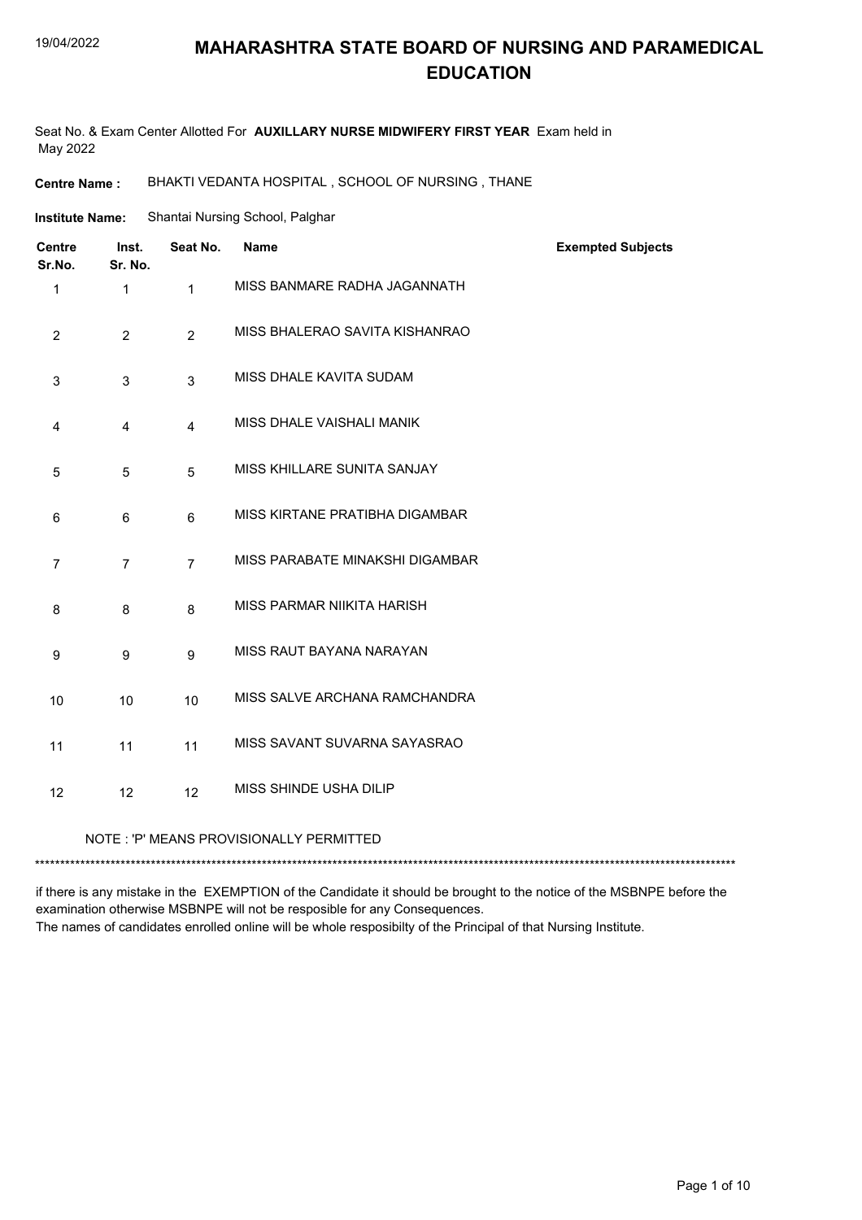# MAHARASHTRA STATE BOARD OF NURSING AND PARAMEDICAL EDUCATION

Seat No. & Exam Center Allotted For **AUXILLARY NURSE MIDWIFERY FIRST YEAR** Exam held in May 2022

**Centre Name :** BHAKTI VEDANTA HOSPITAL , SCHOOL OF NURSING , THANE

**Institute Name:** Shantai Nursing School, Palghar

| Centre Sr.No. | Inst. Sr. No. | Seat No. | Name | Exempted Subjects |
|---|---|---|---|---|
| 1 | 1 | 1 | MISS BANMARE RADHA JAGANNATH | |
| 2 | 2 | 2 | MISS BHALERAO SAVITA KISHANRAO | |
| 3 | 3 | 3 | MISS DHALE KAVITA SUDAM | |
| 4 | 4 | 4 | MISS DHALE VAISHALI MANIK | |
| 5 | 5 | 5 | MISS KHILLARE SUNITA SANJAY | |
| 6 | 6 | 6 | MISS KIRTANE PRATIBHA DIGAMBAR | |
| 7 | 7 | 7 | MISS PARABATE MINAKSHI DIGAMBAR | |
| 8 | 8 | 8 | MISS PARMAR NIIKITA HARISH | |
| 9 | 9 | 9 | MISS RAUT BAYANA NARAYAN | |
| 10 | 10 | 10 | MISS SALVE ARCHANA RAMCHANDRA | |
| 11 | 11 | 11 | MISS SAVANT SUVARNA SAYASRAO | |
| 12 | 12 | 12 | MISS SHINDE USHA DILIP | |

NOTE : 'P' MEANS PROVISIONALLY PERMITTED

*******************************************************************************************************************************************

if there is any mistake in the EXEMPTION of the Candidate it should be brought to the notice of the MSBNPE before the examination otherwise MSBNPE will not be resposible for any Consequences.
The names of candidates enrolled online will be whole resposibilty of the Principal of that Nursing Institute.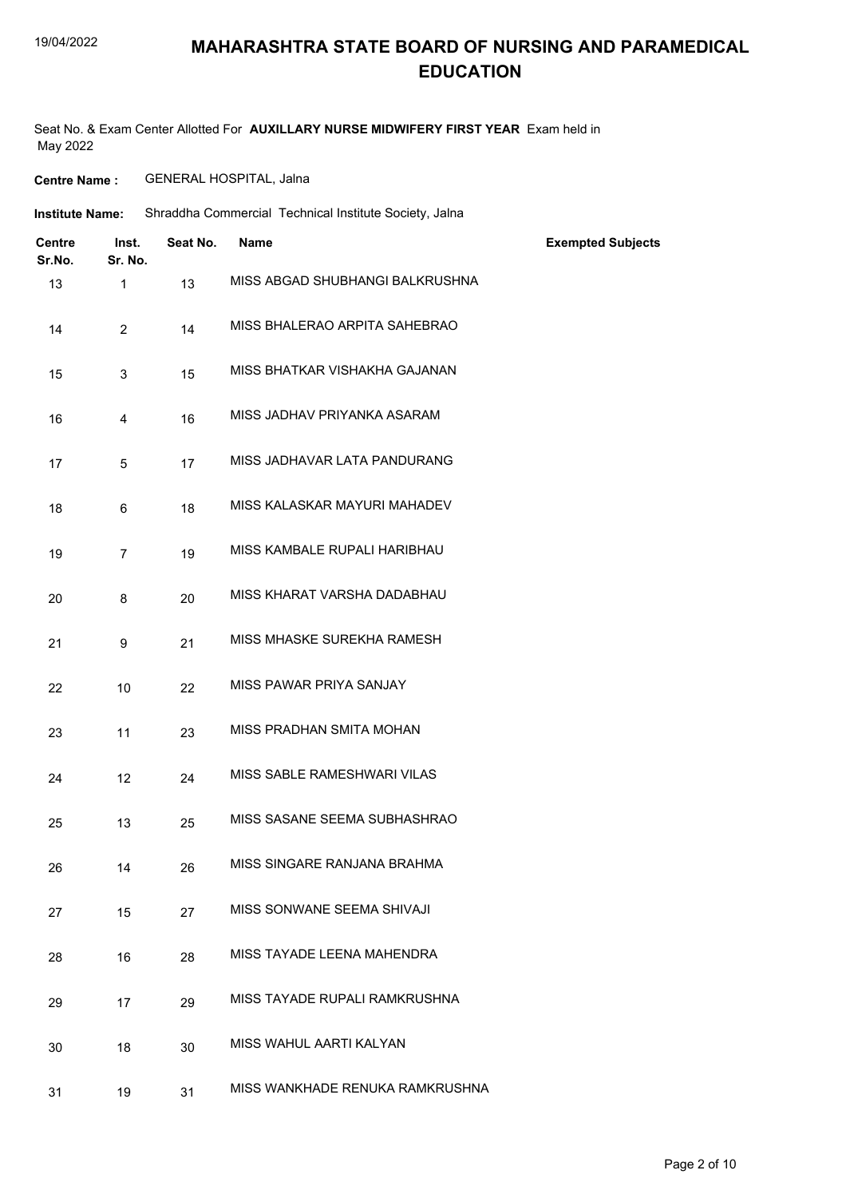# MAHARASHTRA STATE BOARD OF NURSING AND PARAMEDICAL EDUCATION

Seat No. & Exam Center Allotted For **AUXILLARY NURSE MIDWIFERY FIRST YEAR** Exam held in May 2022

**Centre Name :** GENERAL HOSPITAL, Jalna

**Institute Name:** Shraddha Commercial Technical Institute Society, Jalna

| Centre Sr.No. | Inst. Sr. No. | Seat No. | Name | Exempted Subjects |
|---|---|---|---|---|
| 13 | 1 | 13 | MISS ABGAD SHUBHANGI BALKRUSHNA | |
| 14 | 2 | 14 | MISS BHALERAO ARPITA SAHEBRAO | |
| 15 | 3 | 15 | MISS BHATKAR VISHAKHA GAJANAN | |
| 16 | 4 | 16 | MISS JADHAV PRIYANKA ASARAM | |
| 17 | 5 | 17 | MISS JADHAVAR LATA PANDURANG | |
| 18 | 6 | 18 | MISS KALASKAR MAYURI MAHADEV | |
| 19 | 7 | 19 | MISS KAMBALE RUPALI HARIBHAU | |
| 20 | 8 | 20 | MISS KHARAT VARSHA DADABHAU | |
| 21 | 9 | 21 | MISS MHASKE SUREKHA RAMESH | |
| 22 | 10 | 22 | MISS PAWAR PRIYA SANJAY | |
| 23 | 11 | 23 | MISS PRADHAN SMITA MOHAN | |
| 24 | 12 | 24 | MISS SABLE RAMESHWARI VILAS | |
| 25 | 13 | 25 | MISS SASANE SEEMA SUBHASHRAO | |
| 26 | 14 | 26 | MISS SINGARE RANJANA BRAHMA | |
| 27 | 15 | 27 | MISS SONWANE SEEMA SHIVAJI | |
| 28 | 16 | 28 | MISS TAYADE LEENA MAHENDRA | |
| 29 | 17 | 29 | MISS TAYADE RUPALI RAMKRUSHNA | |
| 30 | 18 | 30 | MISS WAHUL AARTI KALYAN | |
| 31 | 19 | 31 | MISS WANKHADE RENUKA RAMKRUSHNA | |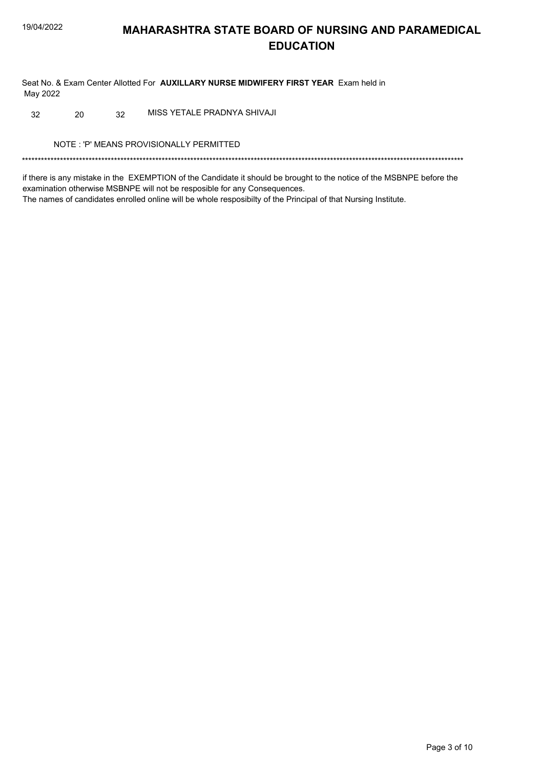# MAHARASHTRA STATE BOARD OF NURSING AND PARAMEDICAL EDUCATION

Seat No. & Exam Center Allotted For **AUXILLARY NURSE MIDWIFERY FIRST YEAR** Exam held in May 2022

| | | | |
|---|---|---|---|
| 32 | 20 | 32 | MISS YETALE PRADNYA SHIVAJI |

NOTE : 'P' MEANS PROVISIONALLY PERMITTED

****************************************************************************************************************************************

if there is any mistake in the EXEMPTION of the Candidate it should be brought to the notice of the MSBNPE before the examination otherwise MSBNPE will not be resposible for any Consequences.
The names of candidates enrolled online will be whole resposibilty of the Principal of that Nursing Institute.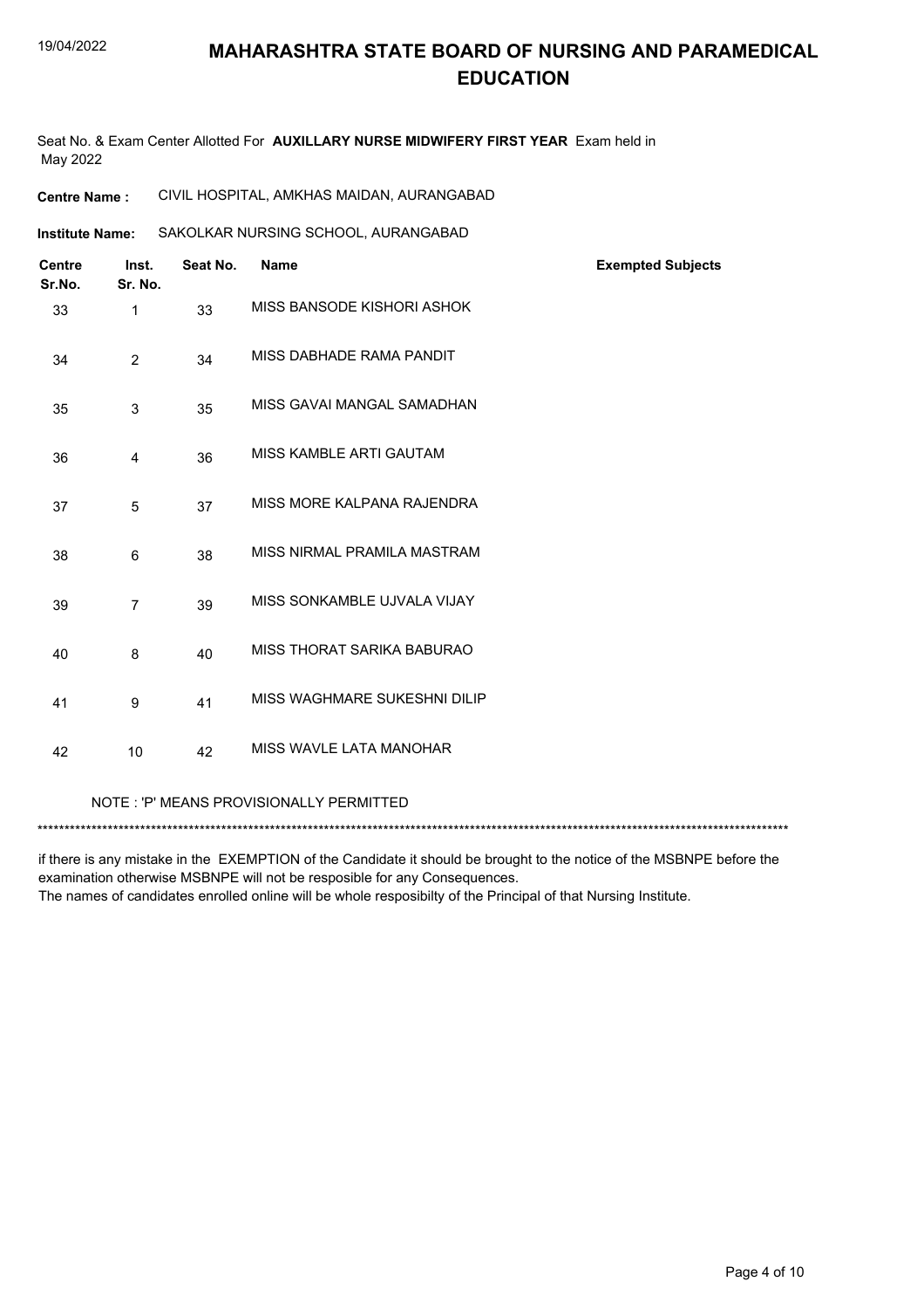# MAHARASHTRA STATE BOARD OF NURSING AND PARAMEDICAL EDUCATION

Seat No. & Exam Center Allotted For **AUXILLARY NURSE MIDWIFERY FIRST YEAR** Exam held in May 2022

**Centre Name :** CIVIL HOSPITAL, AMKHAS MAIDAN, AURANGABAD

**Institute Name:** SAKOLKAR NURSING SCHOOL, AURANGABAD

| Centre Sr.No. | Inst. Sr. No. | Seat No. | Name | Exempted Subjects |
|---|---|---|---|---|
| 33 | 1 | 33 | MISS BANSODE KISHORI ASHOK | |
| 34 | 2 | 34 | MISS DABHADE RAMA PANDIT | |
| 35 | 3 | 35 | MISS GAVAI MANGAL SAMADHAN | |
| 36 | 4 | 36 | MISS KAMBLE ARTI GAUTAM | |
| 37 | 5 | 37 | MISS MORE KALPANA RAJENDRA | |
| 38 | 6 | 38 | MISS NIRMAL PRAMILA MASTRAM | |
| 39 | 7 | 39 | MISS SONKAMBLE UJVALA VIJAY | |
| 40 | 8 | 40 | MISS THORAT SARIKA BABURAO | |
| 41 | 9 | 41 | MISS WAGHMARE SUKESHNI DILIP | |
| 42 | 10 | 42 | MISS WAVLE LATA MANOHAR | |

NOTE : 'P' MEANS PROVISIONALLY PERMITTED

*******************************************************************************************************************************************

if there is any mistake in the EXEMPTION of the Candidate it should be brought to the notice of the MSBNPE before the examination otherwise MSBNPE will not be resposible for any Consequences.
The names of candidates enrolled online will be whole resposibilty of the Principal of that Nursing Institute.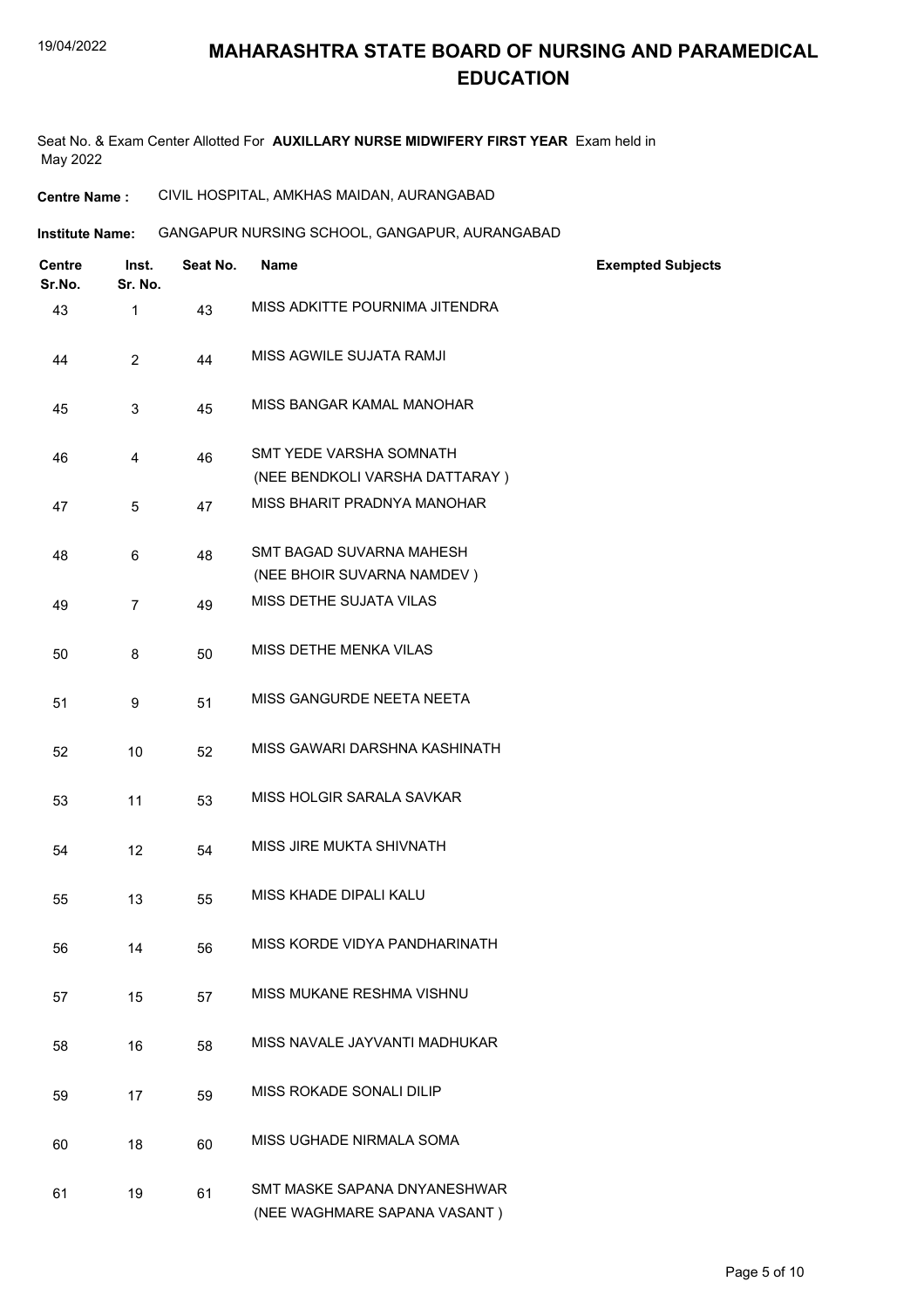# MAHARASHTRA STATE BOARD OF NURSING AND PARAMEDICAL EDUCATION

Seat No. & Exam Center Allotted For **AUXILLARY NURSE MIDWIFERY FIRST YEAR** Exam held in May 2022

**Centre Name :** CIVIL HOSPITAL, AMKHAS MAIDAN, AURANGABAD

**Institute Name:** GANGAPUR NURSING SCHOOL, GANGAPUR, AURANGABAD

| Centre Sr.No. | Inst. Sr. No. | Seat No. | Name | Exempted Subjects |
|---|---|---|---|---|
| 43 | 1 | 43 | MISS ADKITTE POURNIMA JITENDRA | |
| 44 | 2 | 44 | MISS AGWILE SUJATA RAMJI | |
| 45 | 3 | 45 | MISS BANGAR KAMAL MANOHAR | |
| 46 | 4 | 46 | SMT YEDE VARSHA SOMNATH (NEE BENDKOLI VARSHA DATTARAY ) | |
| 47 | 5 | 47 | MISS BHARIT PRADNYA MANOHAR | |
| 48 | 6 | 48 | SMT BAGAD SUVARNA MAHESH (NEE BHOIR SUVARNA NAMDEV ) | |
| 49 | 7 | 49 | MISS DETHE SUJATA VILAS | |
| 50 | 8 | 50 | MISS DETHE MENKA VILAS | |
| 51 | 9 | 51 | MISS GANGURDE NEETA NEETA | |
| 52 | 10 | 52 | MISS GAWARI DARSHNA KASHINATH | |
| 53 | 11 | 53 | MISS HOLGIR SARALA SAVKAR | |
| 54 | 12 | 54 | MISS JIRE MUKTA SHIVNATH | |
| 55 | 13 | 55 | MISS KHADE DIPALI KALU | |
| 56 | 14 | 56 | MISS KORDE VIDYA PANDHARINATH | |
| 57 | 15 | 57 | MISS MUKANE RESHMA VISHNU | |
| 58 | 16 | 58 | MISS NAVALE JAYVANTI MADHUKAR | |
| 59 | 17 | 59 | MISS ROKADE SONALI DILIP | |
| 60 | 18 | 60 | MISS UGHADE NIRMALA SOMA | |
| 61 | 19 | 61 | SMT MASKE SAPANA DNYANESHWAR (NEE WAGHMARE SAPANA VASANT ) | |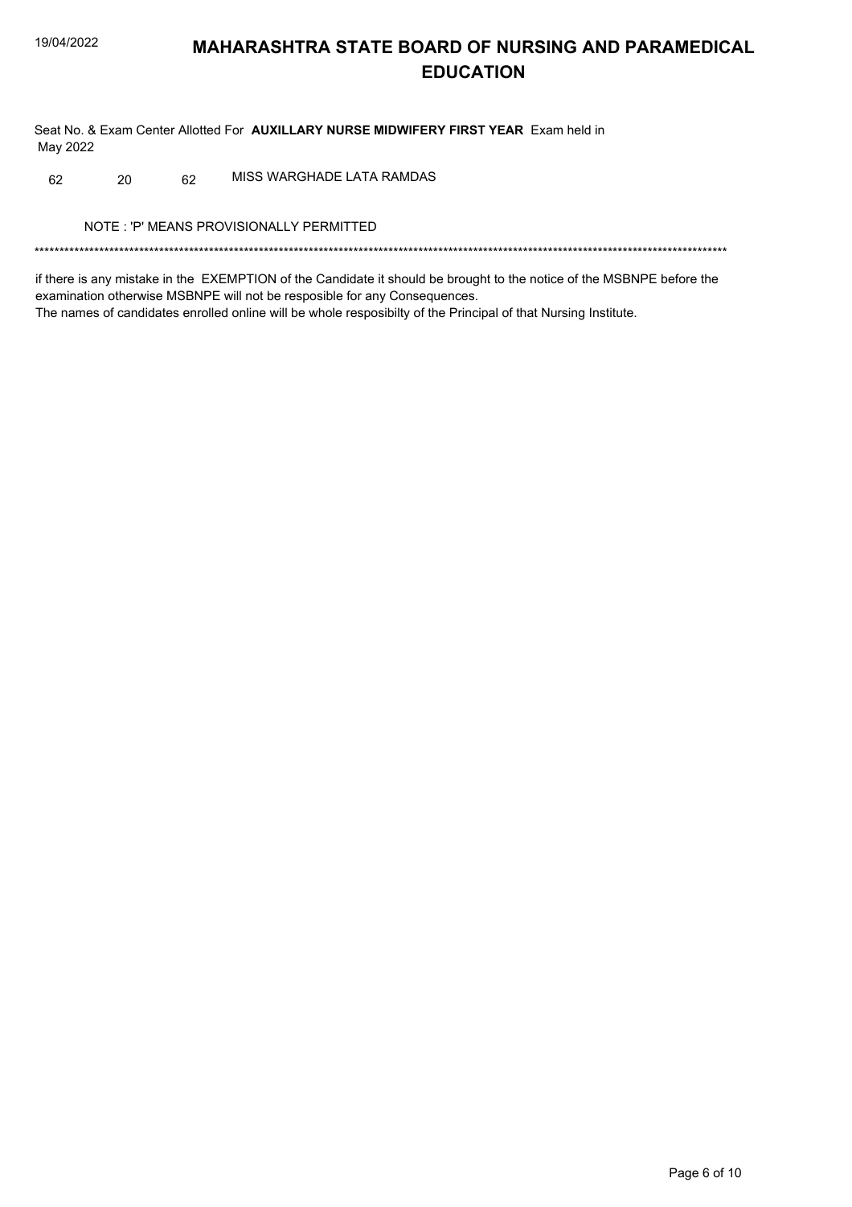# MAHARASHTRA STATE BOARD OF NURSING AND PARAMEDICAL EDUCATION

Seat No. & Exam Center Allotted For **AUXILLARY NURSE MIDWIFERY FIRST YEAR** Exam held in May 2022

| | | | |
|---|---|---|---|
| 62 | 20 | 62 | MISS WARGHADE LATA RAMDAS |

NOTE : 'P' MEANS PROVISIONALLY PERMITTED

*******************************************************************************************************************************************

if there is any mistake in the EXEMPTION of the Candidate it should be brought to the notice of the MSBNPE before the examination otherwise MSBNPE will not be resposible for any Consequences.

The names of candidates enrolled online will be whole resposibilty of the Principal of that Nursing Institute.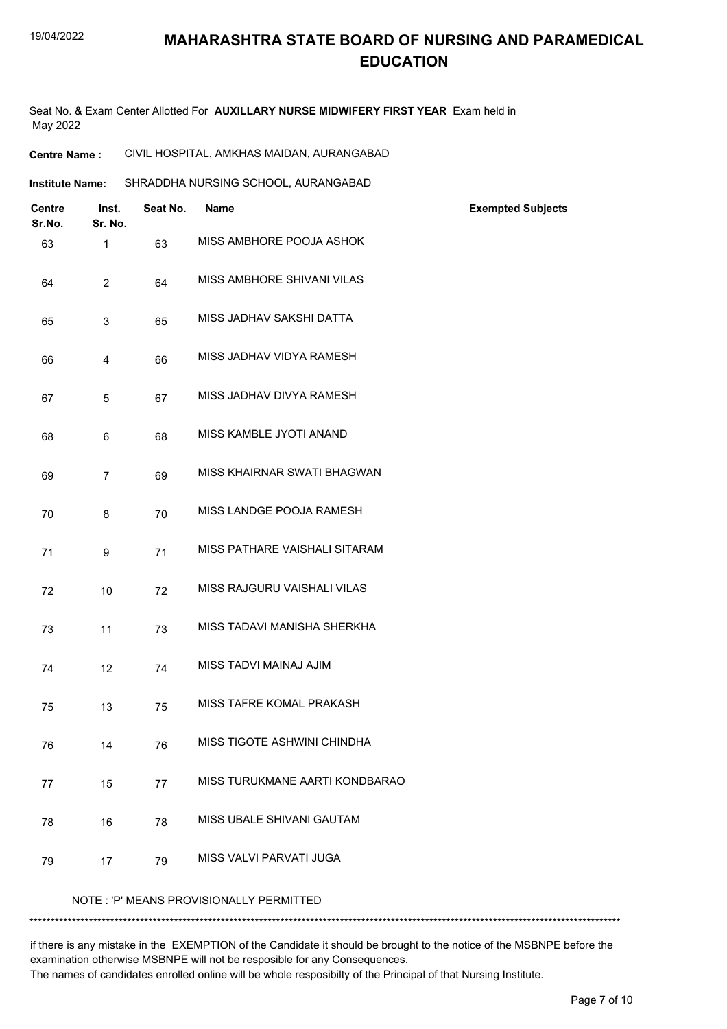# MAHARASHTRA STATE BOARD OF NURSING AND PARAMEDICAL EDUCATION

Seat No. & Exam Center Allotted For **AUXILLARY NURSE MIDWIFERY FIRST YEAR** Exam held in May 2022

**Centre Name :** CIVIL HOSPITAL, AMKHAS MAIDAN, AURANGABAD

**Institute Name:** SHRADDHA NURSING SCHOOL, AURANGABAD

| Centre Sr.No. | Inst. Sr. No. | Seat No. | Name | Exempted Subjects |
|---|---|---|---|---|
| 63 | 1 | 63 | MISS AMBHORE POOJA ASHOK | |
| 64 | 2 | 64 | MISS AMBHORE SHIVANI VILAS | |
| 65 | 3 | 65 | MISS JADHAV SAKSHI DATTA | |
| 66 | 4 | 66 | MISS JADHAV VIDYA RAMESH | |
| 67 | 5 | 67 | MISS JADHAV DIVYA RAMESH | |
| 68 | 6 | 68 | MISS KAMBLE JYOTI ANAND | |
| 69 | 7 | 69 | MISS KHAIRNAR SWATI BHAGWAN | |
| 70 | 8 | 70 | MISS LANDGE POOJA RAMESH | |
| 71 | 9 | 71 | MISS PATHARE VAISHALI SITARAM | |
| 72 | 10 | 72 | MISS RAJGURU VAISHALI VILAS | |
| 73 | 11 | 73 | MISS TADAVI MANISHA SHERKHA | |
| 74 | 12 | 74 | MISS TADVI MAINAJ AJIM | |
| 75 | 13 | 75 | MISS TAFRE KOMAL PRAKASH | |
| 76 | 14 | 76 | MISS TIGOTE ASHWINI CHINDHA | |
| 77 | 15 | 77 | MISS TURUKMANE AARTI KONDBARAO | |
| 78 | 16 | 78 | MISS UBALE SHIVANI GAUTAM | |
| 79 | 17 | 79 | MISS VALVI PARVATI JUGA | |

NOTE : 'P' MEANS PROVISIONALLY PERMITTED

******************************************************************************************************************************************

if there is any mistake in the EXEMPTION of the Candidate it should be brought to the notice of the MSBNPE before the examination otherwise MSBNPE will not be resposible for any Consequences.
The names of candidates enrolled online will be whole resposibilty of the Principal of that Nursing Institute.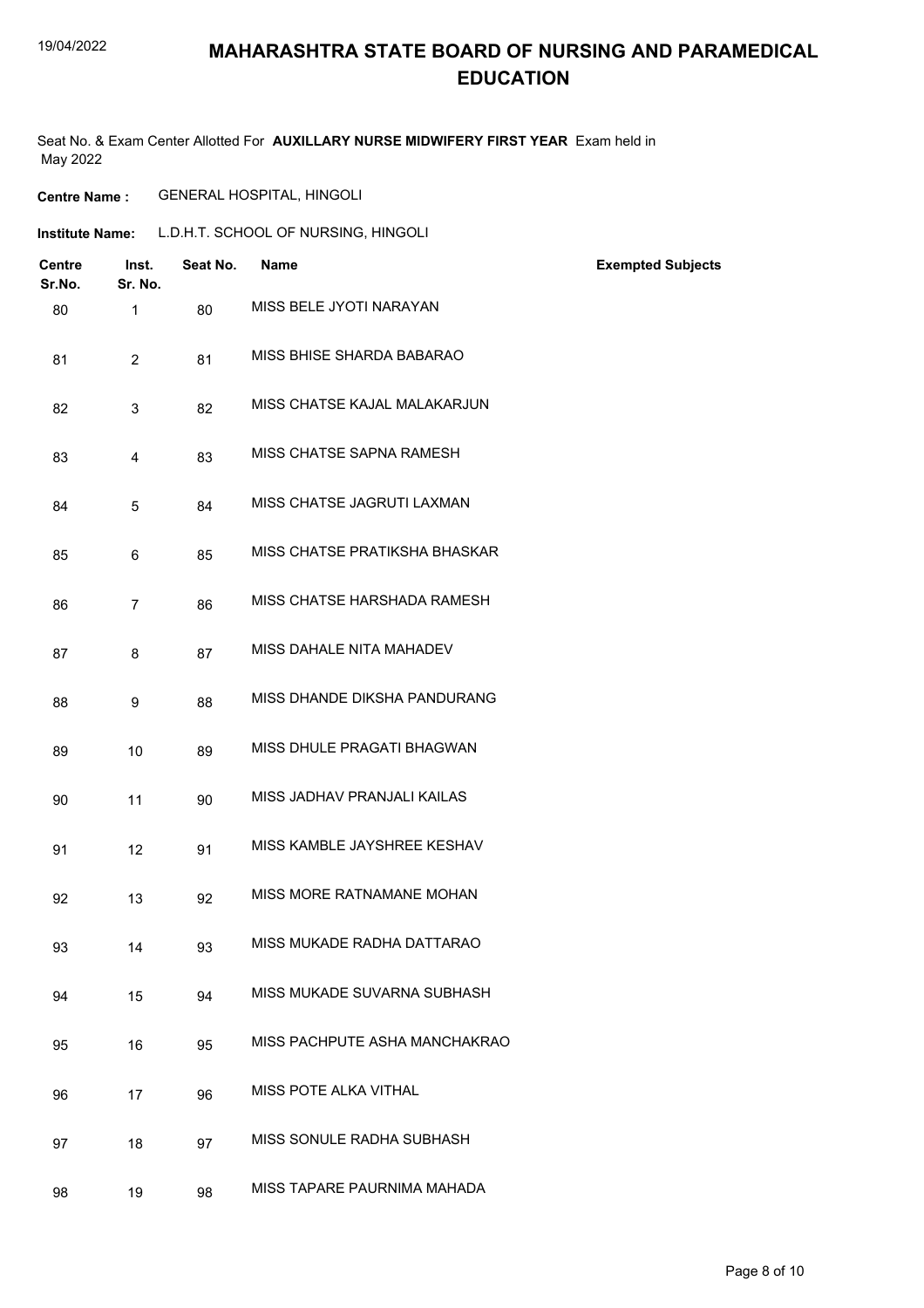# MAHARASHTRA STATE BOARD OF NURSING AND PARAMEDICAL EDUCATION

Seat No. & Exam Center Allotted For **AUXILLARY NURSE MIDWIFERY FIRST YEAR** Exam held in May 2022

**Centre Name :** GENERAL HOSPITAL, HINGOLI

**Institute Name:** L.D.H.T. SCHOOL OF NURSING, HINGOLI

| Centre Sr.No. | Inst. Sr. No. | Seat No. | Name | Exempted Subjects |
|---|---|---|---|---|
| 80 | 1 | 80 | MISS BELE JYOTI NARAYAN | |
| 81 | 2 | 81 | MISS BHISE SHARDA BABARAO | |
| 82 | 3 | 82 | MISS CHATSE KAJAL MALAKARJUN | |
| 83 | 4 | 83 | MISS CHATSE SAPNA RAMESH | |
| 84 | 5 | 84 | MISS CHATSE JAGRUTI LAXMAN | |
| 85 | 6 | 85 | MISS CHATSE PRATIKSHA BHASKAR | |
| 86 | 7 | 86 | MISS CHATSE HARSHADA RAMESH | |
| 87 | 8 | 87 | MISS DAHALE NITA MAHADEV | |
| 88 | 9 | 88 | MISS DHANDE DIKSHA PANDURANG | |
| 89 | 10 | 89 | MISS DHULE PRAGATI BHAGWAN | |
| 90 | 11 | 90 | MISS JADHAV PRANJALI KAILAS | |
| 91 | 12 | 91 | MISS KAMBLE JAYSHREE KESHAV | |
| 92 | 13 | 92 | MISS MORE RATNAMANE MOHAN | |
| 93 | 14 | 93 | MISS MUKADE RADHA DATTARAO | |
| 94 | 15 | 94 | MISS MUKADE SUVARNA SUBHASH | |
| 95 | 16 | 95 | MISS PACHPUTE ASHA MANCHAKRAO | |
| 96 | 17 | 96 | MISS POTE ALKA VITHAL | |
| 97 | 18 | 97 | MISS SONULE RADHA SUBHASH | |
| 98 | 19 | 98 | MISS TAPARE PAURNIMA MAHADA | |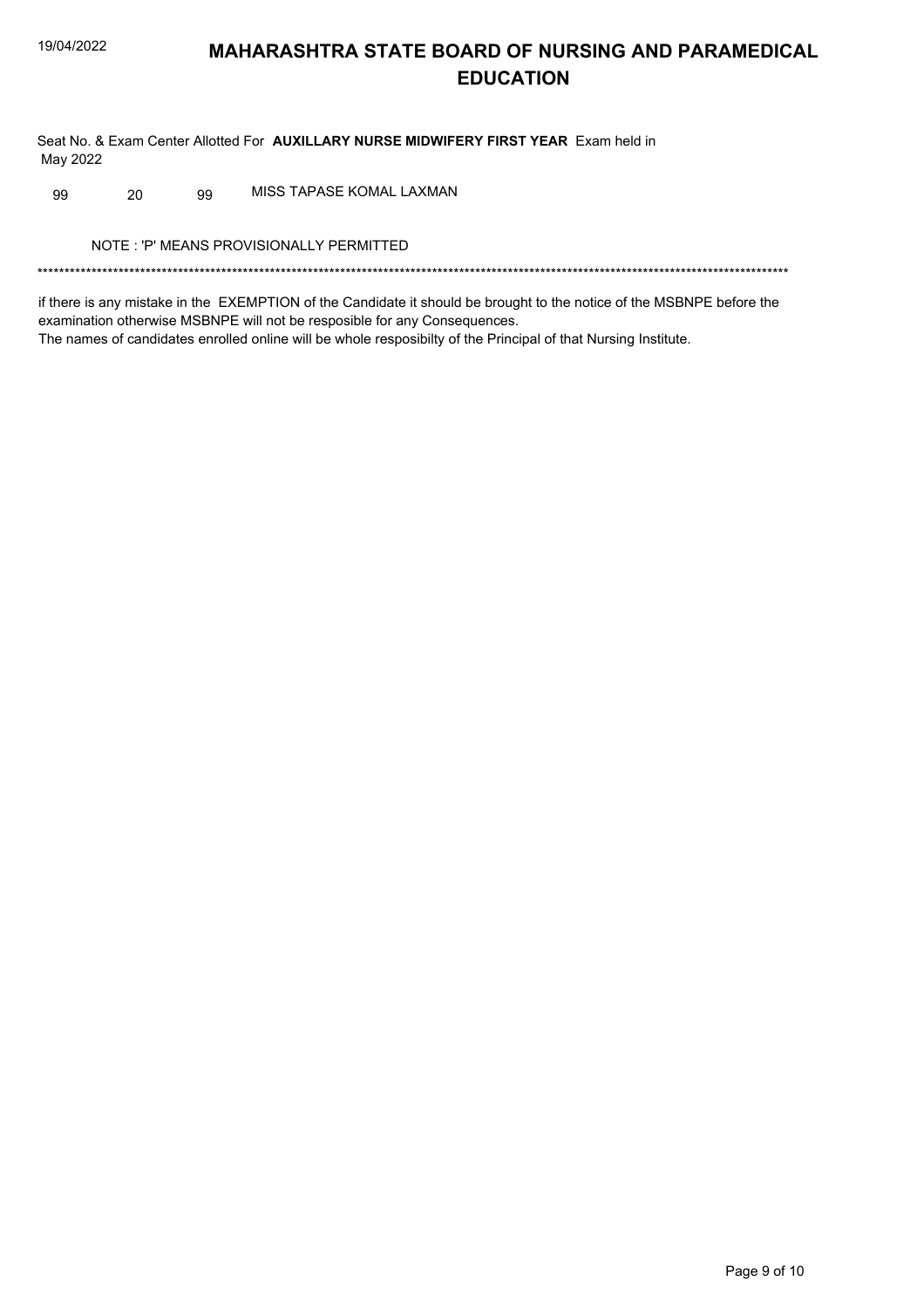# MAHARASHTRA STATE BOARD OF NURSING AND PARAMEDICAL EDUCATION

Seat No. & Exam Center Allotted For **AUXILLARY NURSE MIDWIFERY FIRST YEAR** Exam held in May 2022

| | | | |
|---|---|---|---|
| 99 | 20 | 99 | MISS TAPASE KOMAL LAXMAN |

NOTE : 'P' MEANS PROVISIONALLY PERMITTED

*************************************************************************************************************************************

if there is any mistake in the EXEMPTION of the Candidate it should be brought to the notice of the MSBNPE before the examination otherwise MSBNPE will not be resposible for any Consequences.

The names of candidates enrolled online will be whole resposibilty of the Principal of that Nursing Institute.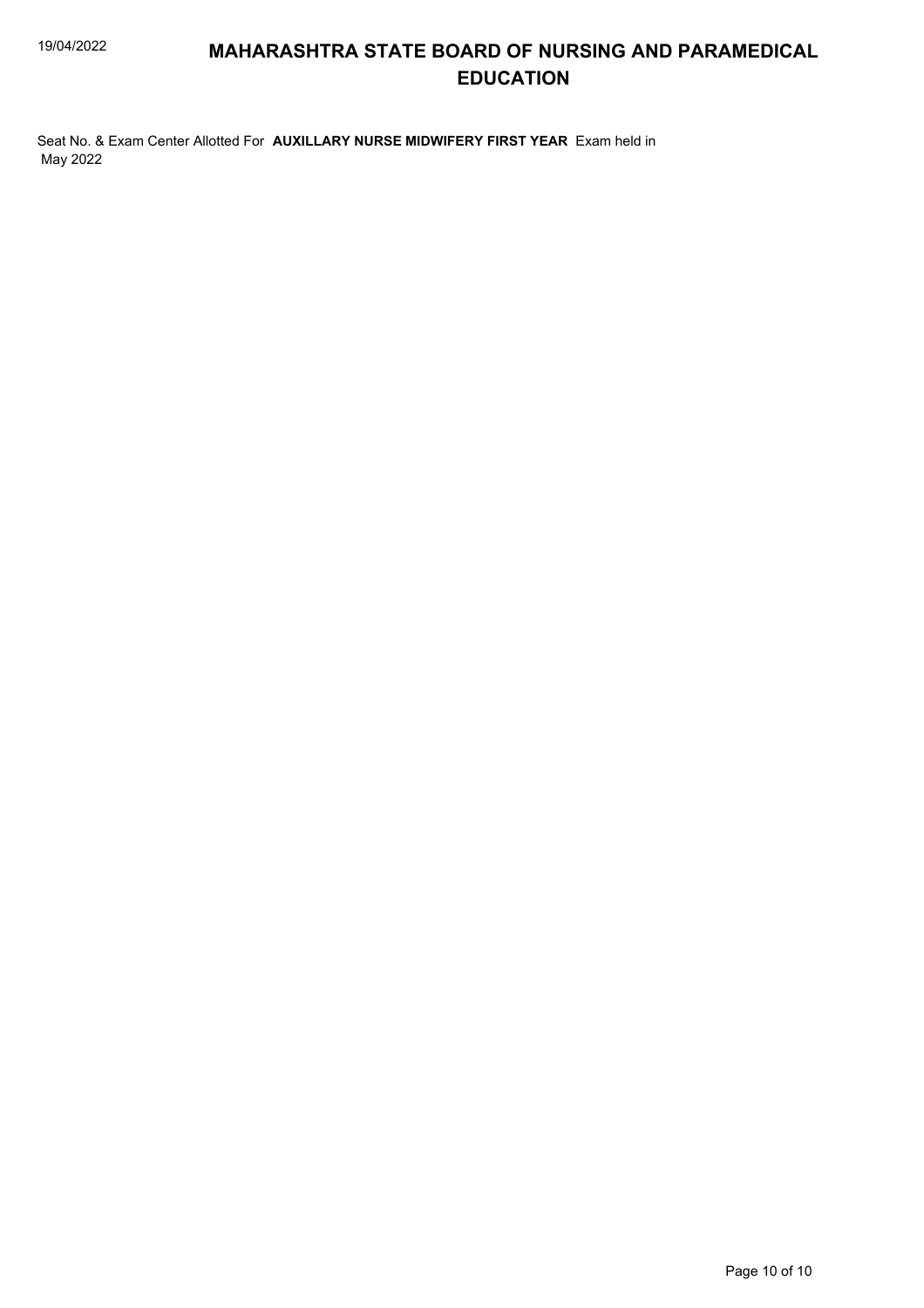# MAHARASHTRA STATE BOARD OF NURSING AND PARAMEDICAL EDUCATION

Seat No. & Exam Center Allotted For **AUXILLARY NURSE MIDWIFERY FIRST YEAR** Exam held in May 2022